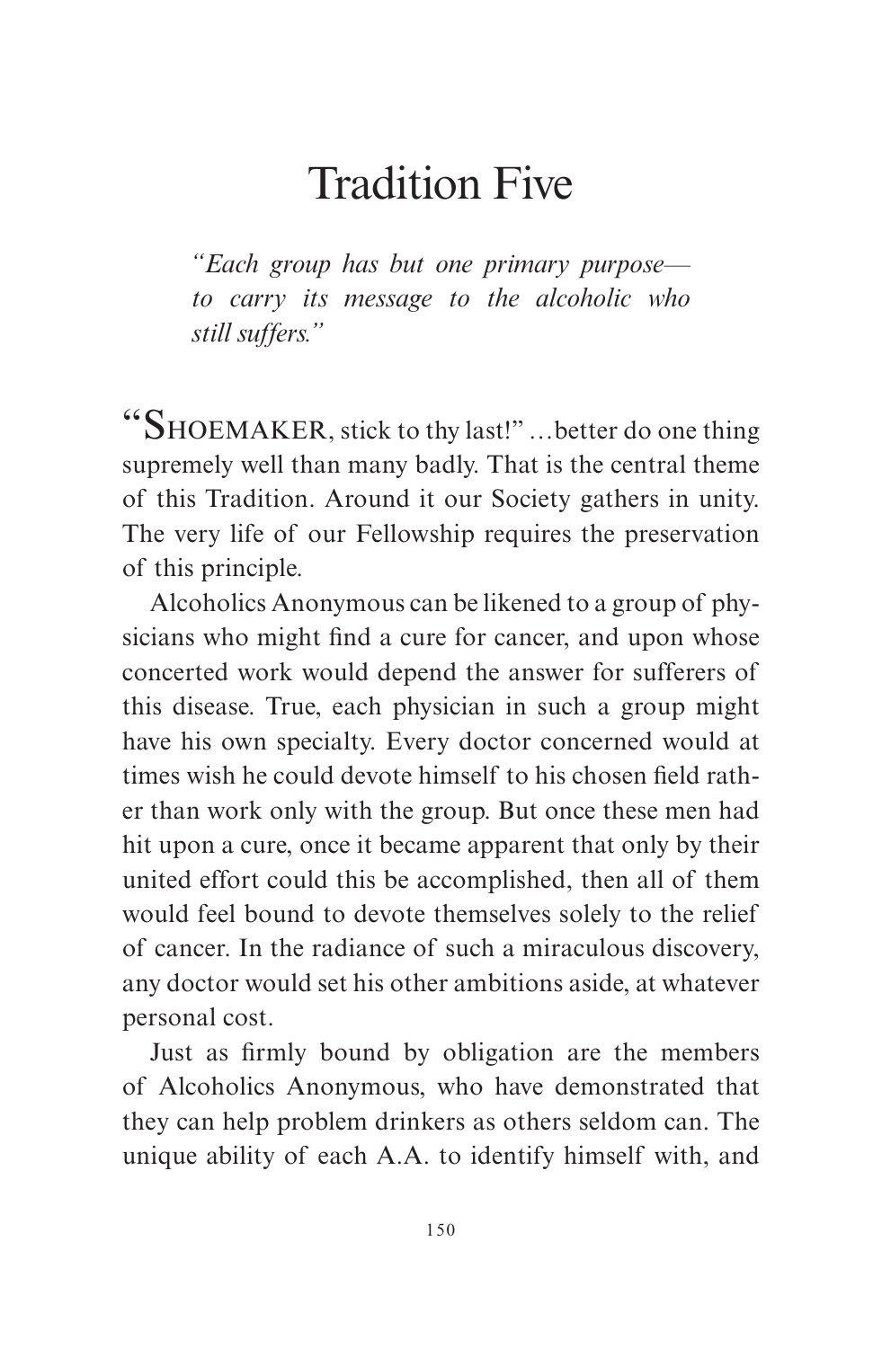# Tradition Five

*"Each group has but one primary purpose—to carry its message to the alcoholic who still suffers."*

"SHOEMAKER, stick to thy last!" …better do one thing supremely well than many badly. That is the central theme of this Tradition. Around it our Society gathers in unity. The very life of our Fellowship requires the preservation of this principle.

Alcoholics Anonymous can be likened to a group of physicians who might find a cure for cancer, and upon whose concerted work would depend the answer for sufferers of this disease. True, each physician in such a group might have his own specialty. Every doctor concerned would at times wish he could devote himself to his chosen field rather than work only with the group. But once these men had hit upon a cure, once it became apparent that only by their united effort could this be accomplished, then all of them would feel bound to devote themselves solely to the relief of cancer. In the radiance of such a miraculous discovery, any doctor would set his other ambitions aside, at whatever personal cost.

Just as firmly bound by obligation are the members of Alcoholics Anonymous, who have demonstrated that they can help problem drinkers as others seldom can. The unique ability of each A.A. to identify himself with, and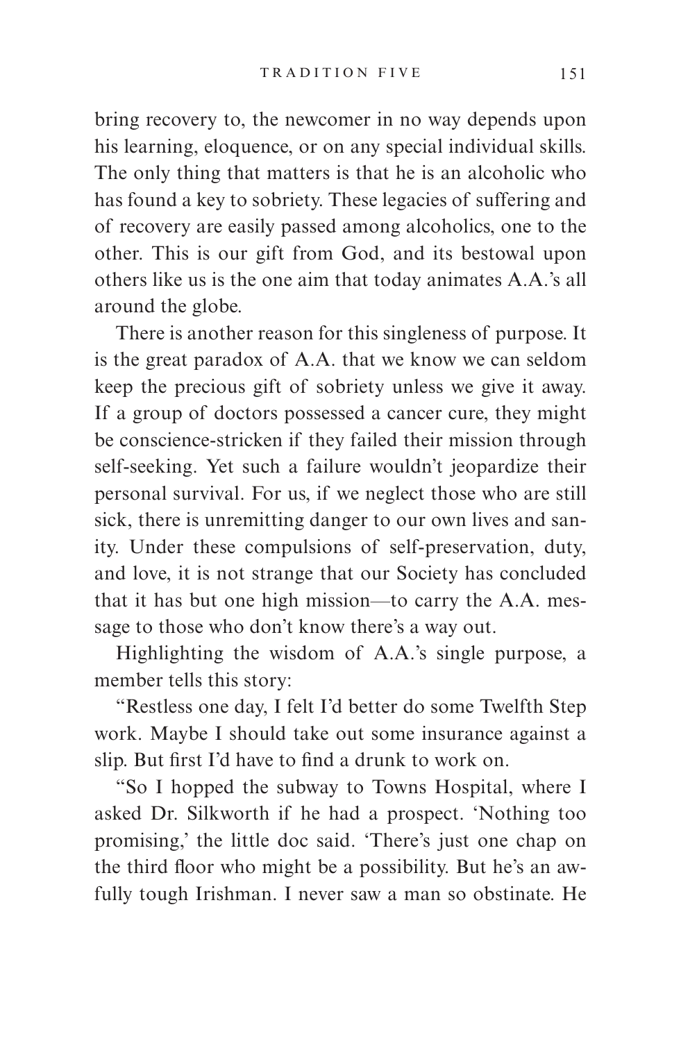bring recovery to, the newcomer in no way depends upon his learning, eloquence, or on any special individual skills. The only thing that matters is that he is an alcoholic who has found a key to sobriety. These legacies of suffering and of recovery are easily passed among alcoholics, one to the other. This is our gift from God, and its bestowal upon others like us is the one aim that today animates A.A.'s all around the globe.

There is another reason for this singleness of purpose. It is the great paradox of A.A. that we know we can seldom keep the precious gift of sobriety unless we give it away. If a group of doctors possessed a cancer cure, they might be conscience-stricken if they failed their mission through self-seeking. Yet such a failure wouldn't jeopardize their personal survival. For us, if we neglect those who are still sick, there is unremitting danger to our own lives and sanity. Under these compulsions of self-preservation, duty, and love, it is not strange that our Society has concluded that it has but one high mission—to carry the A.A. message to those who don't know there's a way out.

Highlighting the wisdom of A.A.'s single purpose, a member tells this story:

"Restless one day, I felt I'd better do some Twelfth Step work. Maybe I should take out some insurance against a slip. But first I'd have to find a drunk to work on.

"So I hopped the subway to Towns Hospital, where I asked Dr. Silkworth if he had a prospect. 'Nothing too promising,' the little doc said. 'There's just one chap on the third floor who might be a possibility. But he's an awfully tough Irishman. I never saw a man so obstinate. He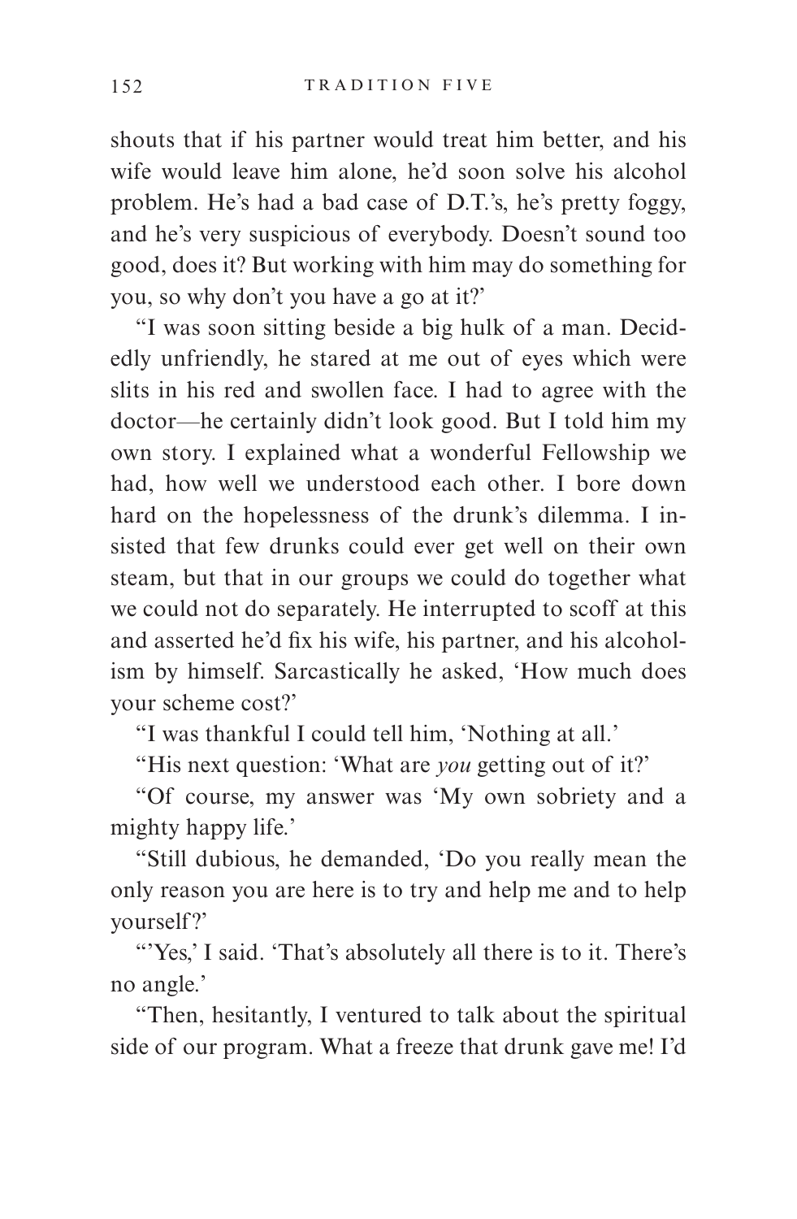shouts that if his partner would treat him better, and his wife would leave him alone, he'd soon solve his alcohol problem. He's had a bad case of D.T.'s, he's pretty foggy, and he's very suspicious of everybody. Doesn't sound too good, does it? But working with him may do something for you, so why don't you have a go at it?'

"I was soon sitting beside a big hulk of a man. Decidedly unfriendly, he stared at me out of eyes which were slits in his red and swollen face. I had to agree with the doctor—he certainly didn't look good. But I told him my own story. I explained what a wonderful Fellowship we had, how well we understood each other. I bore down hard on the hopelessness of the drunk's dilemma. I insisted that few drunks could ever get well on their own steam, but that in our groups we could do together what we could not do separately. He interrupted to scoff at this and asserted he'd fix his wife, his partner, and his alcoholism by himself. Sarcastically he asked, 'How much does your scheme cost?'

"I was thankful I could tell him, 'Nothing at all.'

"His next question: 'What are *you* getting out of it?'

"Of course, my answer was 'My own sobriety and a mighty happy life.'

"Still dubious, he demanded, 'Do you really mean the only reason you are here is to try and help me and to help yourself?'

"'Yes,' I said. 'That's absolutely all there is to it. There's no angle.'

"Then, hesitantly, I ventured to talk about the spiritual side of our program. What a freeze that drunk gave me! I'd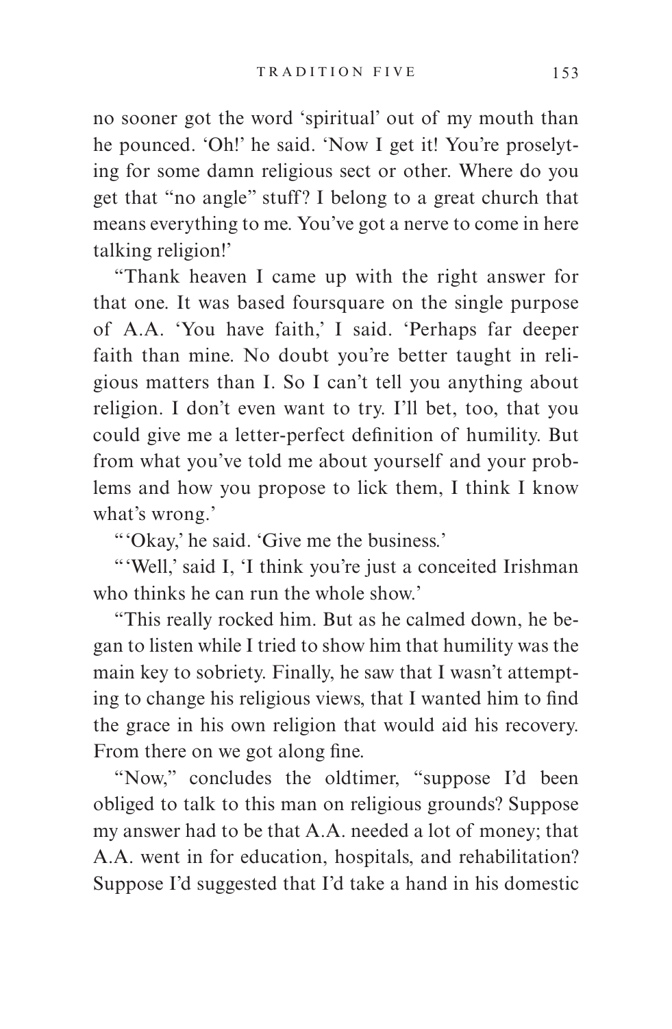no sooner got the word 'spiritual' out of my mouth than he pounced. 'Oh!' he said. 'Now I get it! You're proselyting for some damn religious sect or other. Where do you get that "no angle" stuff? I belong to a great church that means everything to me. You've got a nerve to come in here talking religion!'

"Thank heaven I came up with the right answer for that one. It was based foursquare on the single purpose of A.A. 'You have faith,' I said. 'Perhaps far deeper faith than mine. No doubt you're better taught in religious matters than I. So I can't tell you anything about religion. I don't even want to try. I'll bet, too, that you could give me a letter-perfect definition of humility. But from what you've told me about yourself and your problems and how you propose to lick them, I think I know what's wrong.'

"'Okay,' he said. 'Give me the business.'

"'Well,' said I, 'I think you're just a conceited Irishman who thinks he can run the whole show.'

"This really rocked him. But as he calmed down, he began to listen while I tried to show him that humility was the main key to sobriety. Finally, he saw that I wasn't attempting to change his religious views, that I wanted him to find the grace in his own religion that would aid his recovery. From there on we got along fine.

"Now," concludes the oldtimer, "suppose I'd been obliged to talk to this man on religious grounds? Suppose my answer had to be that A.A. needed a lot of money; that A.A. went in for education, hospitals, and rehabilitation? Suppose I'd suggested that I'd take a hand in his domestic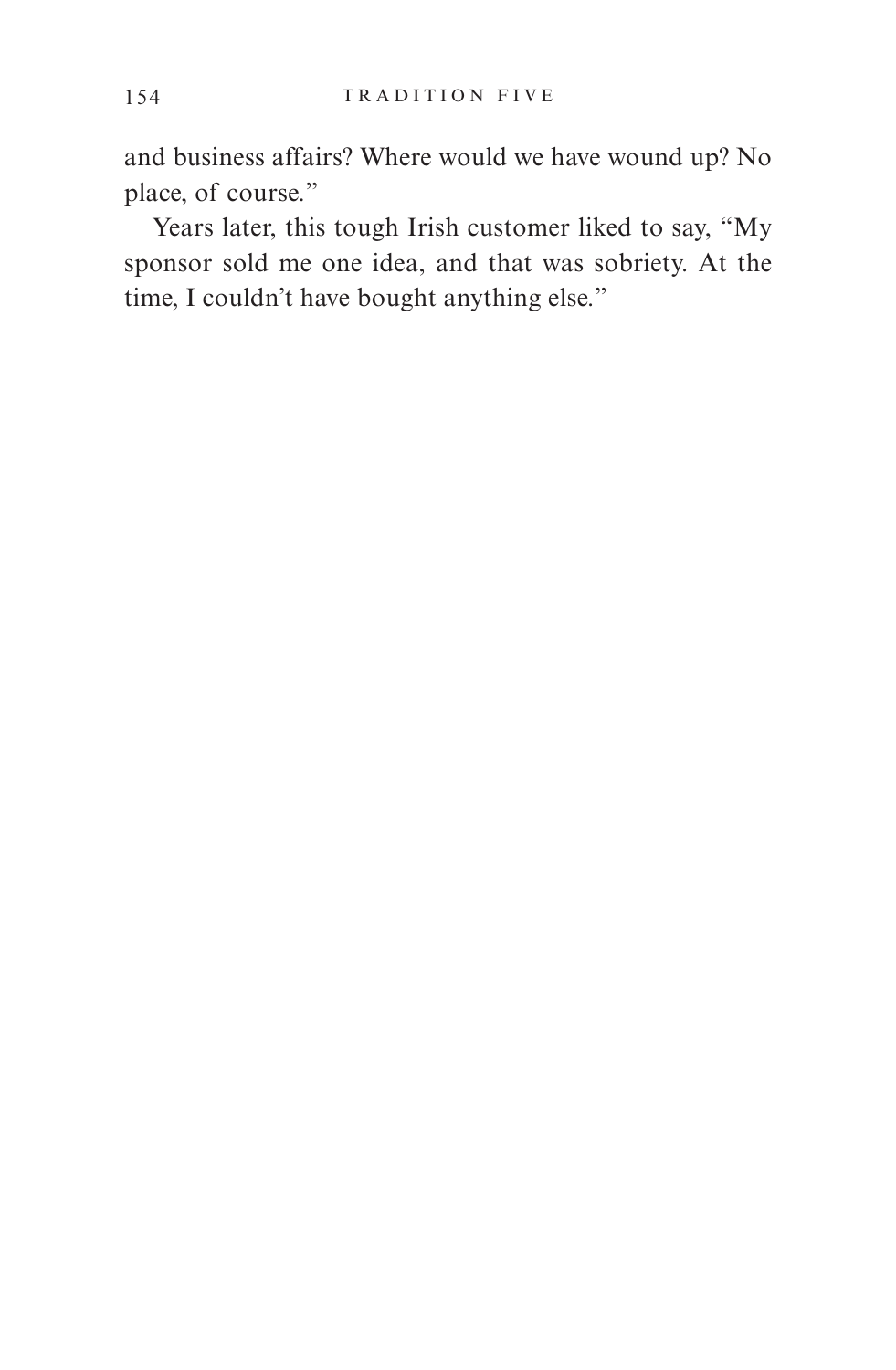and business affairs? Where would we have wound up? No place, of course."

Years later, this tough Irish customer liked to say, "My sponsor sold me one idea, and that was sobriety. At the time, I couldn't have bought anything else."